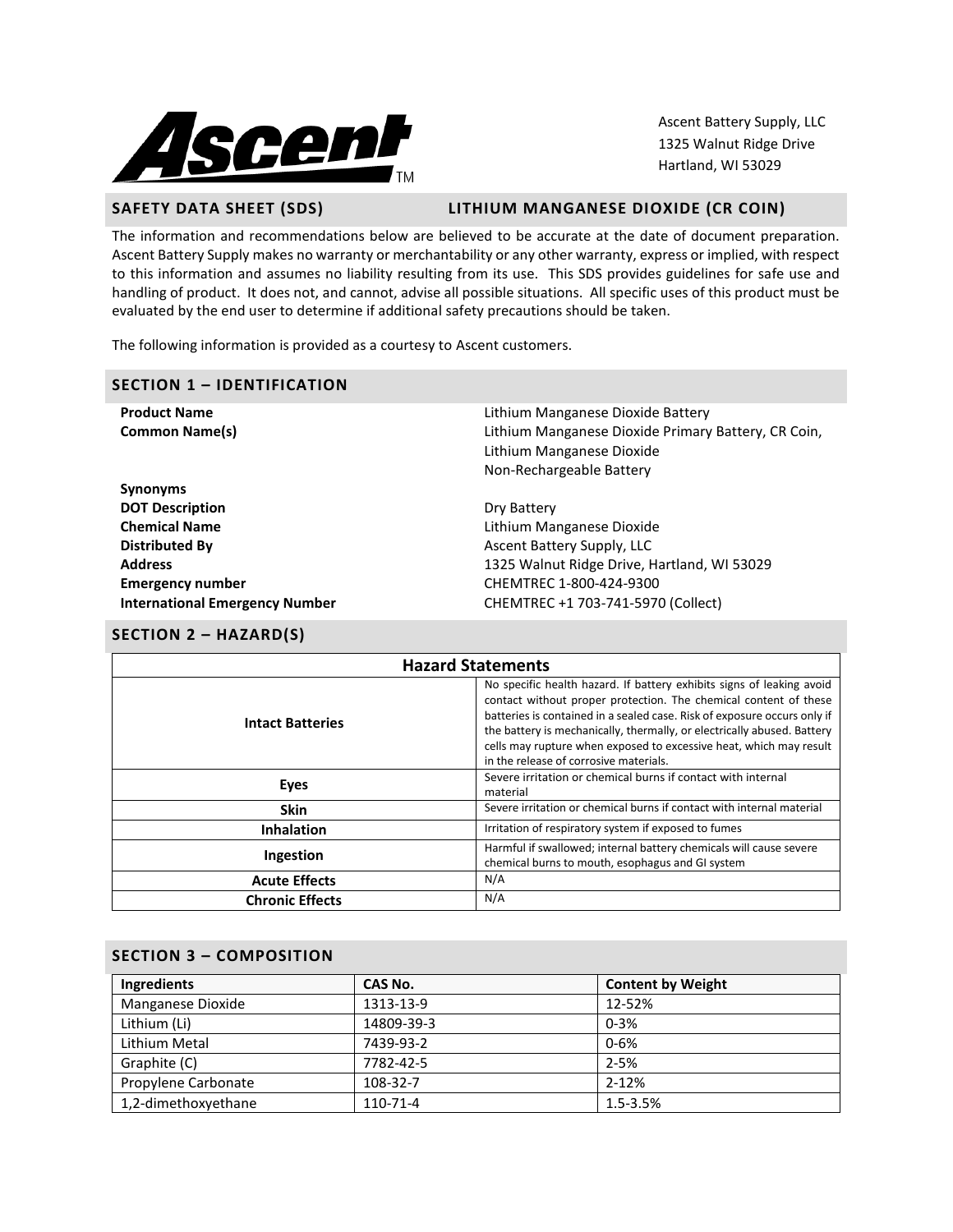Ascent Battery Supply, LLC
1325 Walnut Ridge Drive
Hartland, WI 53029

## SAFETY DATA SHEET (SDS) LITHIUM MANGANESE DIOXIDE (CR COIN)

The information and recommendations below are believed to be accurate at the date of document preparation. Ascent Battery Supply makes no warranty or merchantability or any other warranty, express or implied, with respect to this information and assumes no liability resulting from its use. This SDS provides guidelines for safe use and handling of product. It does not, and cannot, advise all possible situations. All specific uses of this product must be evaluated by the end user to determine if additional safety precautions should be taken.

The following information is provided as a courtesy to Ascent customers.

## SECTION 1 – IDENTIFICATION

| | |
|---|---|
| **Product Name** | Lithium Manganese Dioxide Battery |
| **Common Name(s)** | Lithium Manganese Dioxide Primary Battery, CR Coin, Lithium Manganese Dioxide Non-Rechargeable Battery |
| **Synonyms** | |
| **DOT Description** | Dry Battery |
| **Chemical Name** | Lithium Manganese Dioxide |
| **Distributed By** | Ascent Battery Supply, LLC |
| **Address** | 1325 Walnut Ridge Drive, Hartland, WI 53029 |
| **Emergency number** | CHEMTREC 1-800-424-9300 |
| **International Emergency Number** | CHEMTREC +1 703-741-5970 (Collect) |

## SECTION 2 – HAZARD(S)

| Hazard Statements | |
|---|---|
| **Intact Batteries** | No specific health hazard. If battery exhibits signs of leaking avoid contact without proper protection. The chemical content of these batteries is contained in a sealed case. Risk of exposure occurs only if the battery is mechanically, thermally, or electrically abused. Battery cells may rupture when exposed to excessive heat, which may result in the release of corrosive materials. |
| **Eyes** | Severe irritation or chemical burns if contact with internal material |
| **Skin** | Severe irritation or chemical burns if contact with internal material |
| **Inhalation** | Irritation of respiratory system if exposed to fumes |
| **Ingestion** | Harmful if swallowed; internal battery chemicals will cause severe chemical burns to mouth, esophagus and GI system |
| **Acute Effects** | N/A |
| **Chronic Effects** | N/A |

## SECTION 3 – COMPOSITION

| Ingredients | CAS No. | Content by Weight |
|---|---|---|
| Manganese Dioxide | 1313-13-9 | 12-52% |
| Lithium (Li) | 14809-39-3 | 0-3% |
| Lithium Metal | 7439-93-2 | 0-6% |
| Graphite (C) | 7782-42-5 | 2-5% |
| Propylene Carbonate | 108-32-7 | 2-12% |
| 1,2-dimethoxyethane | 110-71-4 | 1.5-3.5% |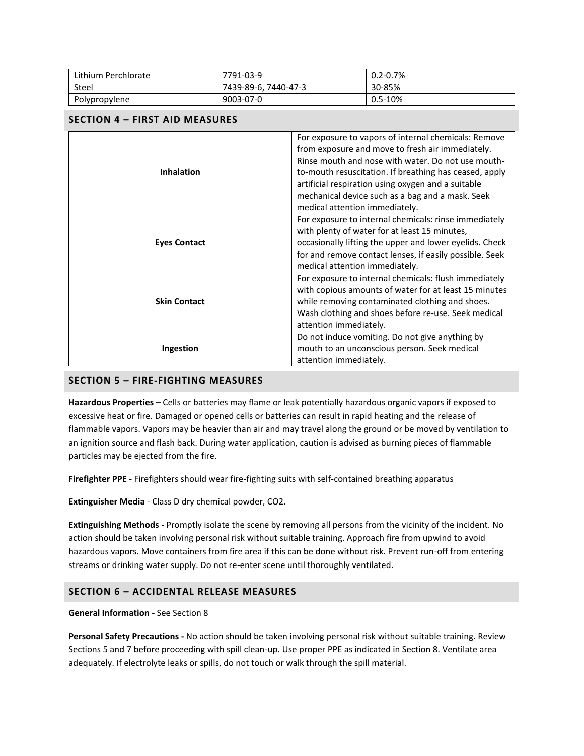| Lithium Perchlorate | 7791-03-9 | 0.2-0.7% |
|---|---|---|
| Steel | 7439-89-6, 7440-47-3 | 30-85% |
| Polypropylene | 9003-07-0 | 0.5-10% |

## SECTION 4 – FIRST AID MEASURES

| | |
|---|---|
| **Inhalation** | For exposure to vapors of internal chemicals: Remove from exposure and move to fresh air immediately. Rinse mouth and nose with water. Do not use mouth-to-mouth resuscitation. If breathing has ceased, apply artificial respiration using oxygen and a suitable mechanical device such as a bag and a mask. Seek medical attention immediately. |
| **Eyes Contact** | For exposure to internal chemicals: rinse immediately with plenty of water for at least 15 minutes, occasionally lifting the upper and lower eyelids. Check for and remove contact lenses, if easily possible. Seek medical attention immediately. |
| **Skin Contact** | For exposure to internal chemicals: flush immediately with copious amounts of water for at least 15 minutes while removing contaminated clothing and shoes. Wash clothing and shoes before re-use. Seek medical attention immediately. |
| **Ingestion** | Do not induce vomiting. Do not give anything by mouth to an unconscious person. Seek medical attention immediately. |

## SECTION 5 – FIRE-FIGHTING MEASURES

**Hazardous Properties** – Cells or batteries may flame or leak potentially hazardous organic vapors if exposed to excessive heat or fire. Damaged or opened cells or batteries can result in rapid heating and the release of flammable vapors. Vapors may be heavier than air and may travel along the ground or be moved by ventilation to an ignition source and flash back. During water application, caution is advised as burning pieces of flammable particles may be ejected from the fire.

**Firefighter PPE -** Firefighters should wear fire-fighting suits with self-contained breathing apparatus

**Extinguisher Media** - Class D dry chemical powder, $CO_2$.

**Extinguishing Methods** - Promptly isolate the scene by removing all persons from the vicinity of the incident. No action should be taken involving personal risk without suitable training. Approach fire from upwind to avoid hazardous vapors. Move containers from fire area if this can be done without risk. Prevent run-off from entering streams or drinking water supply. Do not re-enter scene until thoroughly ventilated.

## SECTION 6 – ACCIDENTAL RELEASE MEASURES

**General Information -** See Section 8

**Personal Safety Precautions -** No action should be taken involving personal risk without suitable training. Review Sections 5 and 7 before proceeding with spill clean-up. Use proper PPE as indicated in Section 8. Ventilate area adequately. If electrolyte leaks or spills, do not touch or walk through the spill material.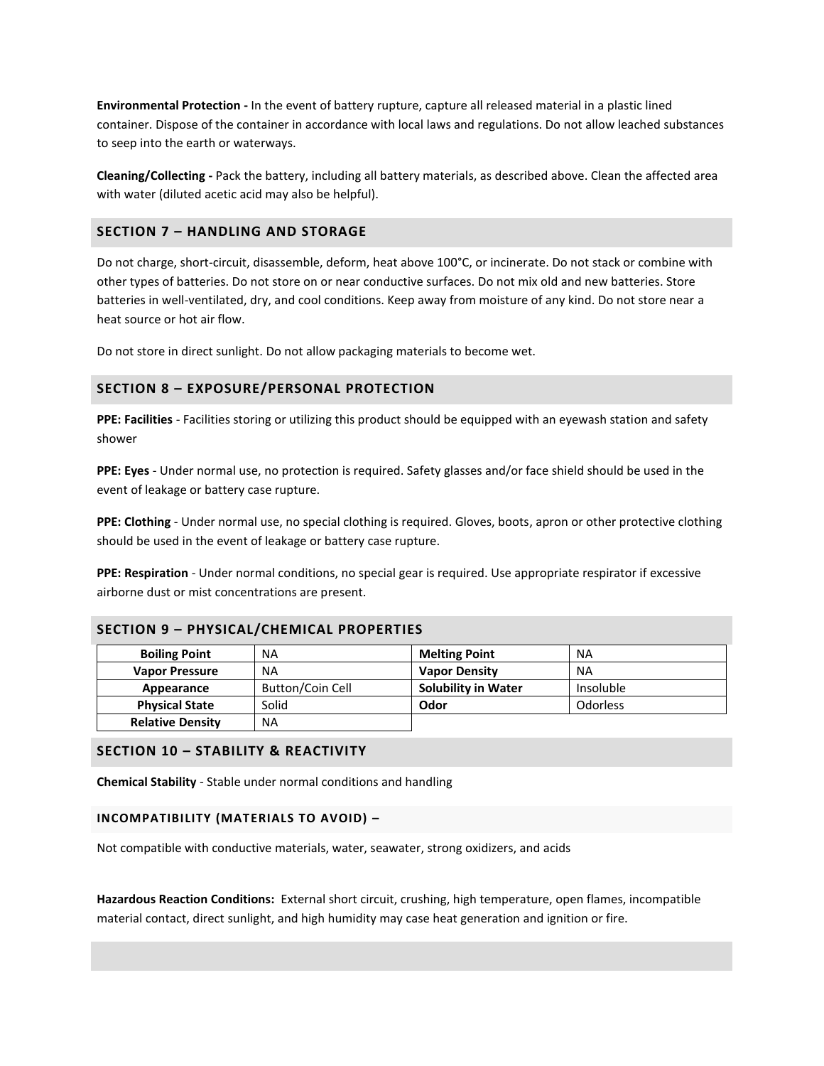**Environmental Protection -** In the event of battery rupture, capture all released material in a plastic lined container. Dispose of the container in accordance with local laws and regulations. Do not allow leached substances to seep into the earth or waterways.

**Cleaning/Collecting -** Pack the battery, including all battery materials, as described above. Clean the affected area with water (diluted acetic acid may also be helpful).

## SECTION 7 – HANDLING AND STORAGE

Do not charge, short-circuit, disassemble, deform, heat above 100°C, or incinerate. Do not stack or combine with other types of batteries. Do not store on or near conductive surfaces. Do not mix old and new batteries. Store batteries in well-ventilated, dry, and cool conditions. Keep away from moisture of any kind. Do not store near a heat source or hot air flow.

Do not store in direct sunlight. Do not allow packaging materials to become wet.

## SECTION 8 – EXPOSURE/PERSONAL PROTECTION

**PPE: Facilities** - Facilities storing or utilizing this product should be equipped with an eyewash station and safety shower

**PPE: Eyes** - Under normal use, no protection is required. Safety glasses and/or face shield should be used in the event of leakage or battery case rupture.

**PPE: Clothing** - Under normal use, no special clothing is required. Gloves, boots, apron or other protective clothing should be used in the event of leakage or battery case rupture.

**PPE: Respiration** - Under normal conditions, no special gear is required. Use appropriate respirator if excessive airborne dust or mist concentrations are present.

## SECTION 9 – PHYSICAL/CHEMICAL PROPERTIES

| | | | |
|---|---|---|---|
| **Boiling Point** | NA | **Melting Point** | NA |
| **Vapor Pressure** | NA | **Vapor Density** | NA |
| **Appearance** | Button/Coin Cell | **Solubility in Water** | Insoluble |
| **Physical State** | Solid | **Odor** | Odorless |
| **Relative Density** | NA | | |

## SECTION 10 – STABILITY & REACTIVITY

**Chemical Stability** - Stable under normal conditions and handling

### INCOMPATIBILITY (MATERIALS TO AVOID) –

Not compatible with conductive materials, water, seawater, strong oxidizers, and acids

**Hazardous Reaction Conditions:** External short circuit, crushing, high temperature, open flames, incompatible material contact, direct sunlight, and high humidity may case heat generation and ignition or fire.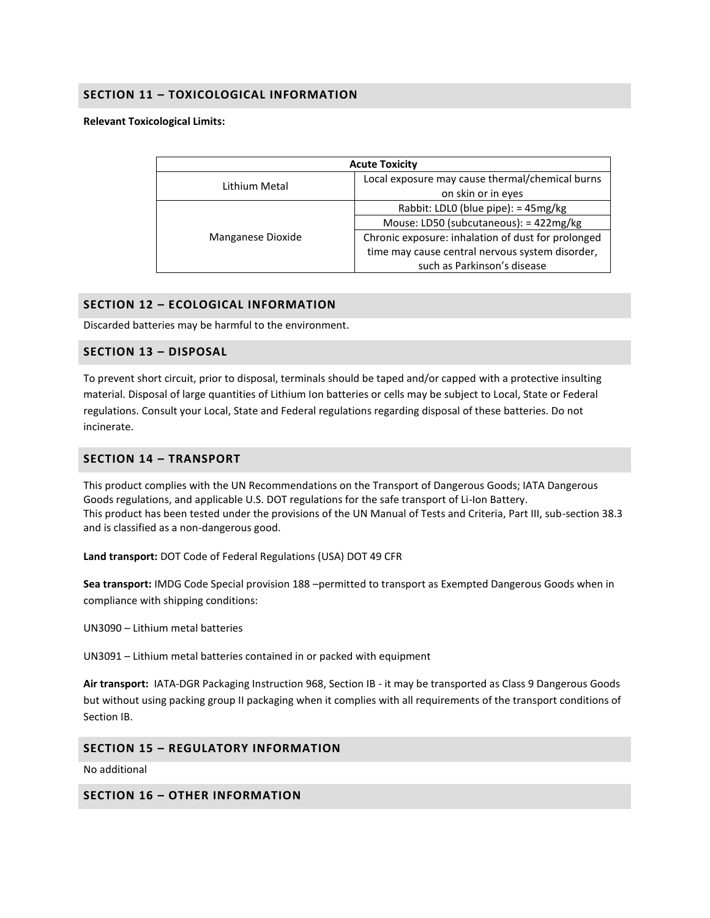## SECTION 11 – TOXICOLOGICAL INFORMATION

**Relevant Toxicological Limits:**

| Acute Toxicity | |
|---|---|
| Lithium Metal | Local exposure may cause thermal/chemical burns on skin or in eyes |
| Manganese Dioxide | Rabbit: LDL0 (blue pipe): = 45mg/kg |
| | Mouse: LD50 (subcutaneous): = 422mg/kg |
| | Chronic exposure: inhalation of dust for prolonged time may cause central nervous system disorder, such as Parkinson's disease |

## SECTION 12 – ECOLOGICAL INFORMATION

Discarded batteries may be harmful to the environment.

## SECTION 13 – DISPOSAL

To prevent short circuit, prior to disposal, terminals should be taped and/or capped with a protective insulting material. Disposal of large quantities of Lithium Ion batteries or cells may be subject to Local, State or Federal regulations. Consult your Local, State and Federal regulations regarding disposal of these batteries. Do not incinerate.

## SECTION 14 – TRANSPORT

This product complies with the UN Recommendations on the Transport of Dangerous Goods; IATA Dangerous Goods regulations, and applicable U.S. DOT regulations for the safe transport of Li-Ion Battery.
This product has been tested under the provisions of the UN Manual of Tests and Criteria, Part III, sub-section 38.3 and is classified as a non-dangerous good.

**Land transport:** DOT Code of Federal Regulations (USA) DOT 49 CFR

**Sea transport:** IMDG Code Special provision 188 –permitted to transport as Exempted Dangerous Goods when in compliance with shipping conditions:

UN3090 – Lithium metal batteries

UN3091 – Lithium metal batteries contained in or packed with equipment

**Air transport:** IATA-DGR Packaging Instruction 968, Section IB - it may be transported as Class 9 Dangerous Goods but without using packing group II packaging when it complies with all requirements of the transport conditions of Section IB.

## SECTION 15 – REGULATORY INFORMATION

No additional

## SECTION 16 – OTHER INFORMATION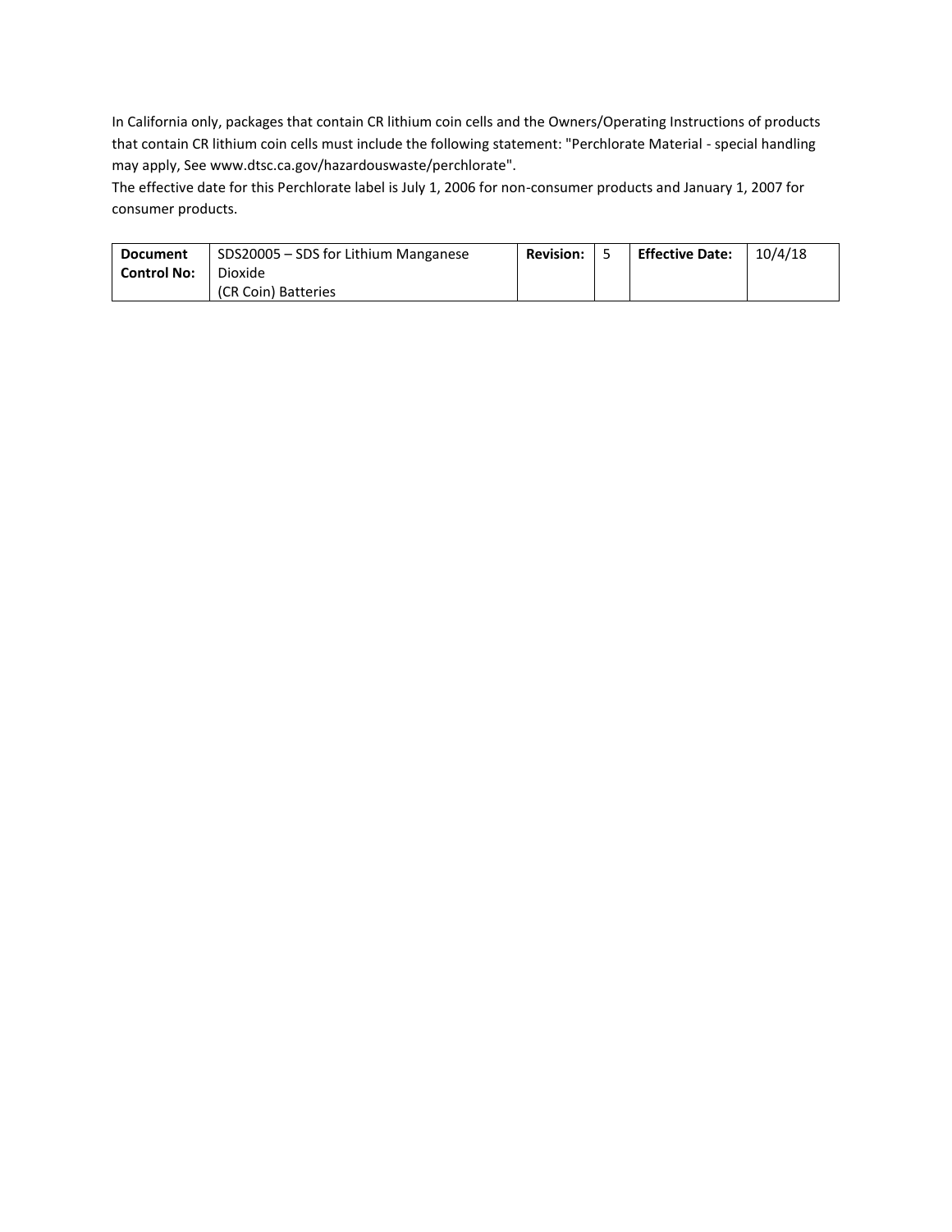In California only, packages that contain CR lithium coin cells and the Owners/Operating Instructions of products that contain CR lithium coin cells must include the following statement: "Perchlorate Material - special handling may apply, See www.dtsc.ca.gov/hazardouswaste/perchlorate".

The effective date for this Perchlorate label is July 1, 2006 for non-consumer products and January 1, 2007 for consumer products.

| | | | | | |
|---|---|---|---|---|---|
| **Document Control No:** | SDS20005 – SDS for Lithium Manganese Dioxide (CR Coin) Batteries | **Revision:** | 5 | **Effective Date:** | 10/4/18 |